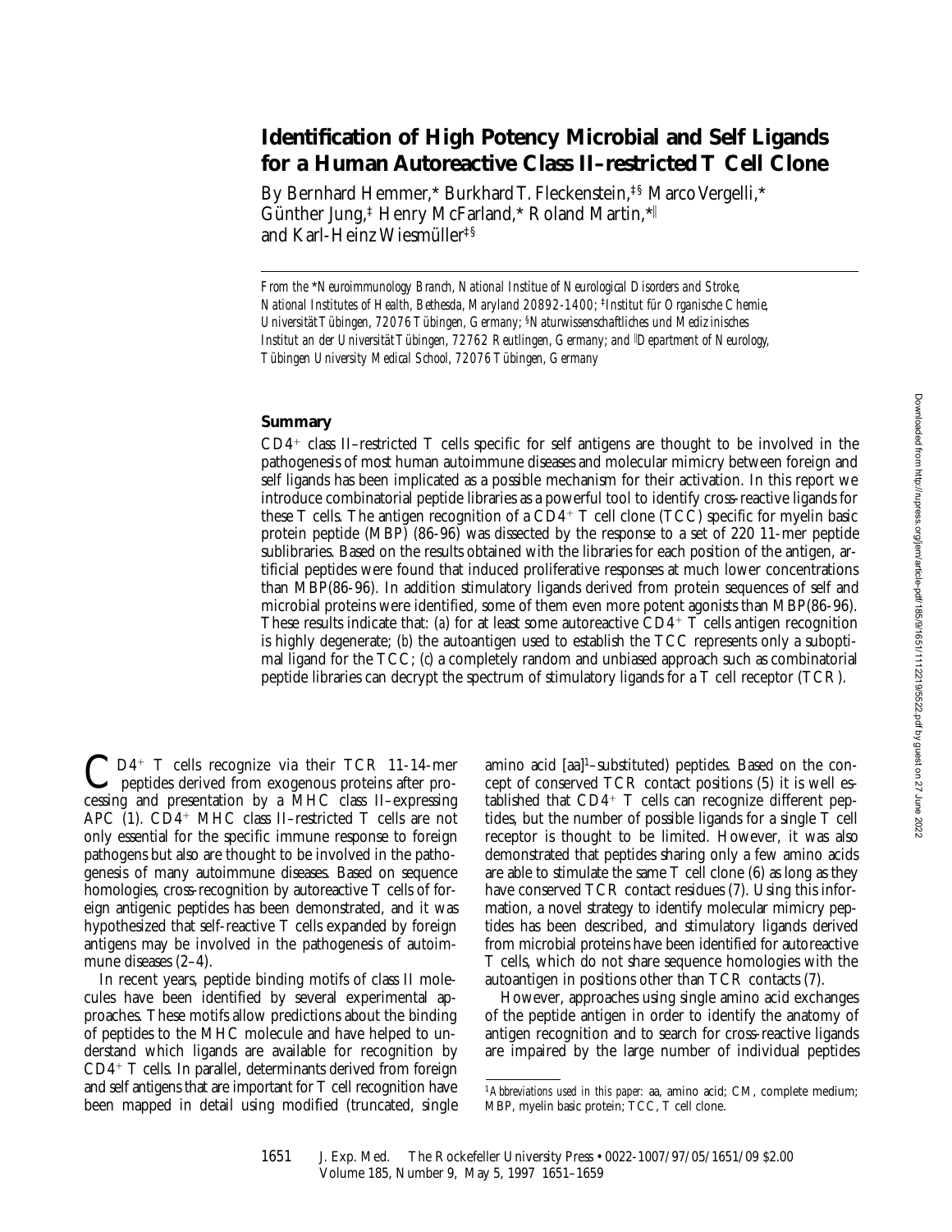# Identification of High Potency Microbial and Self Ligands for a Human Autoreactive Class II–restricted T Cell Clone

By Bernhard Hemmer,* Burkhard T. Fleckenstein,‡§ Marco Vergelli,* Günther Jung,‡ Henry McFarland,* Roland Martin,*‖ and Karl-Heinz Wiesmüller‡§

*From the *Neuroimmunology Branch, National Institue of Neurological Disorders and Stroke, National Institutes of Health, Bethesda, Maryland 20892-1400; ‡Institut für Organische Chemie, Universität Tübingen, 72076 Tübingen, Germany; §Naturwissenschaftliches und Medizinisches Institut an der Universität Tübingen, 72762 Reutlingen, Germany; and ‖Department of Neurology, Tübingen University Medical School, 72076 Tübingen, Germany*

## Summary

$CD4^+$ class II–restricted T cells specific for self antigens are thought to be involved in the pathogenesis of most human autoimmune diseases and molecular mimicry between foreign and self ligands has been implicated as a possible mechanism for their activation. In this report we introduce combinatorial peptide libraries as a powerful tool to identify cross-reactive ligands for these T cells. The antigen recognition of a $CD4^+$ T cell clone (TCC) specific for myelin basic protein peptide (MBP) (86-96) was dissected by the response to a set of 220 11-mer peptide sublibraries. Based on the results obtained with the libraries for each position of the antigen, artificial peptides were found that induced proliferative responses at much lower concentrations than MBP(86-96). In addition stimulatory ligands derived from protein sequences of self and microbial proteins were identified, some of them even more potent agonists than MBP(86-96). These results indicate that: (*a*) for at least some autoreactive $CD4^+$ T cells antigen recognition is highly degenerate; (*b*) the autoantigen used to establish the TCC represents only a suboptimal ligand for the TCC; (*c*) a completely random and unbiased approach such as combinatorial peptide libraries can decrypt the spectrum of stimulatory ligands for a T cell receptor (TCR).

$CD4^+$ T cells recognize via their TCR 11-14-mer peptides derived from exogenous proteins after processing and presentation by a MHC class II–expressing APC (1). $CD4^+$ MHC class II–restricted T cells are not only essential for the specific immune response to foreign pathogens but also are thought to be involved in the pathogenesis of many autoimmune diseases. Based on sequence homologies, cross-recognition by autoreactive T cells of foreign antigenic peptides has been demonstrated, and it was hypothesized that self-reactive T cells expanded by foreign antigens may be involved in the pathogenesis of autoimmune diseases (2–4).

In recent years, peptide binding motifs of class II molecules have been identified by several experimental approaches. These motifs allow predictions about the binding of peptides to the MHC molecule and have helped to understand which ligands are available for recognition by $CD4^+$ T cells. In parallel, determinants derived from foreign and self antigens that are important for T cell recognition have been mapped in detail using modified (truncated, single amino acid [aa][1]–substituted) peptides. Based on the concept of conserved TCR contact positions (5) it is well established that $CD4^+$ T cells can recognize different peptides, but the number of possible ligands for a single T cell receptor is thought to be limited. However, it was also demonstrated that peptides sharing only a few amino acids are able to stimulate the same T cell clone (6) as long as they have conserved TCR contact residues (7). Using this information, a novel strategy to identify molecular mimicry peptides has been described, and stimulatory ligands derived from microbial proteins have been identified for autoreactive T cells, which do not share sequence homologies with the autoantigen in positions other than TCR contacts (7).

However, approaches using single amino acid exchanges of the peptide antigen in order to identify the anatomy of antigen recognition and to search for cross-reactive ligands are impaired by the large number of individual peptides

[1]*Abbreviations used in this paper:* aa, amino acid; CM, complete medium; MBP, myelin basic protein; TCC, T cell clone.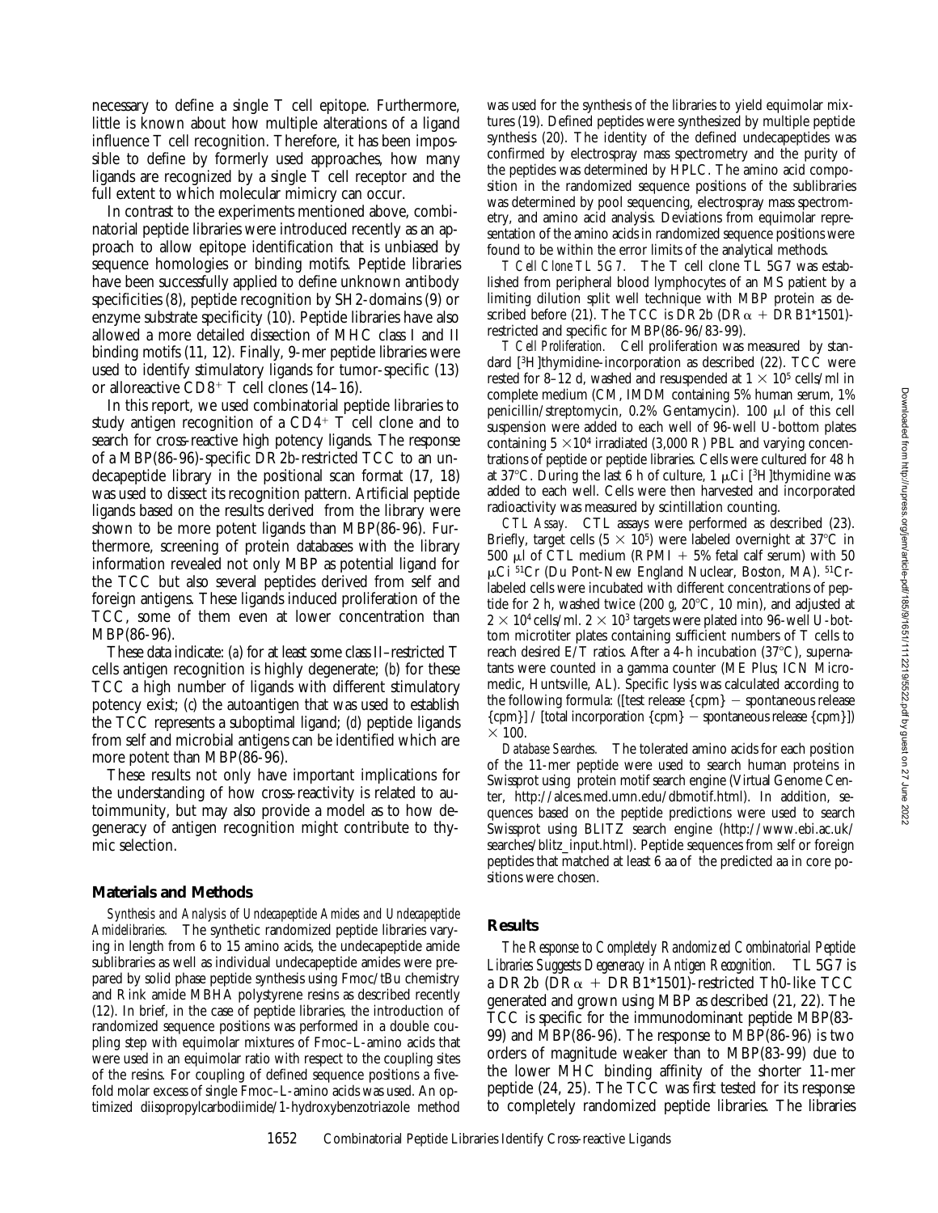necessary to define a single T cell epitope. Furthermore, little is known about how multiple alterations of a ligand influence T cell recognition. Therefore, it has been impossible to define by formerly used approaches, how many ligands are recognized by a single T cell receptor and the full extent to which molecular mimicry can occur.

In contrast to the experiments mentioned above, combinatorial peptide libraries were introduced recently as an approach to allow epitope identification that is unbiased by sequence homologies or binding motifs. Peptide libraries have been successfully applied to define unknown antibody specificities (8), peptide recognition by SH2-domains (9) or enzyme substrate specificity (10). Peptide libraries have also allowed a more detailed dissection of MHC class I and II binding motifs (11, 12). Finally, 9-mer peptide libraries were used to identify stimulatory ligands for tumor-specific (13) or alloreactive $CD8^+$ T cell clones (14–16).

In this report, we used combinatorial peptide libraries to study antigen recognition of a $CD4^+$ T cell clone and to search for cross-reactive high potency ligands. The response of a MBP(86-96)-specific DR2b-restricted TCC to an undecapeptide library in the positional scan format (17, 18) was used to dissect its recognition pattern. Artificial peptide ligands based on the results derived from the library were shown to be more potent ligands than MBP(86-96). Furthermore, screening of protein databases with the library information revealed not only MBP as potential ligand for the TCC but also several peptides derived from self and foreign antigens. These ligands induced proliferation of the TCC, some of them even at lower concentration than MBP(86-96).

These data indicate: (*a*) for at least some class II–restricted T cells antigen recognition is highly degenerate; (*b*) for these TCC a high number of ligands with different stimulatory potency exist; (*c*) the autoantigen that was used to establish the TCC represents a suboptimal ligand; (*d*) peptide ligands from self and microbial antigens can be identified which are more potent than MBP(86-96).

These results not only have important implications for the understanding of how cross-reactivity is related to autoimmunity, but may also provide a model as to how degeneracy of antigen recognition might contribute to thymic selection.

## Materials and Methods

*Synthesis and Analysis of Undecapeptide Amides and Undecapeptide Amidelibraries.* The synthetic randomized peptide libraries varying in length from 6 to 15 amino acids, the undecapeptide amide sublibraries as well as individual undecapeptide amides were prepared by solid phase peptide synthesis using Fmoc/tBu chemistry and Rink amide MBHA polystyrene resins as described recently (12). In brief, in the case of peptide libraries, the introduction of randomized sequence positions was performed in a double coupling step with equimolar mixtures of Fmoc–L-amino acids that were used in an equimolar ratio with respect to the coupling sites of the resins. For coupling of defined sequence positions a fivefold molar excess of single Fmoc–L-amino acids was used. An optimized diisopropylcarbodiimide/1-hydroxybenzotriazole method was used for the synthesis of the libraries to yield equimolar mixtures (19). Defined peptides were synthesized by multiple peptide synthesis (20). The identity of the defined undecapeptides was confirmed by electrospray mass spectrometry and the purity of the peptides was determined by HPLC. The amino acid composition in the randomized sequence positions of the sublibraries was determined by pool sequencing, electrospray mass spectrometry, and amino acid analysis. Deviations from equimolar representation of the amino acids in randomized sequence positions were found to be within the error limits of the analytical methods.

*T Cell Clone TL 5G7.* The T cell clone TL 5G7 was established from peripheral blood lymphocytes of an MS patient by a limiting dilution split well technique with MBP protein as described before (21). The TCC is DR2b (DRα + DRB1*1501)-restricted and specific for MBP(86-96/83-99).

*T Cell Proliferation.* Cell proliferation was measured by standard [$^3$H]thymidine-incorporation as described (22). TCC were rested for 8–12 d, washed and resuspended at $1 \times 10^5$ cells/ml in complete medium (CM, IMDM containing 5% human serum, 1% penicillin/streptomycin, 0.2% Gentamycin). 100 μl of this cell suspension were added to each well of 96-well U-bottom plates containing $5 \times 10^4$ irradiated (3,000 R) PBL and varying concentrations of peptide or peptide libraries. Cells were cultured for 48 h at 37°C. During the last 6 h of culture, 1 μCi [$^3$H]thymidine was added to each well. Cells were then harvested and incorporated radioactivity was measured by scintillation counting.

*CTL Assay.* CTL assays were performed as described (23). Briefly, target cells ($5 \times 10^5$) were labeled overnight at 37°C in 500 μl of CTL medium (RPMI + 5% fetal calf serum) with 50 μCi $^{51}$Cr (Du Pont-New England Nuclear, Boston, MA). $^{51}$Cr-labeled cells were incubated with different concentrations of peptide for 2 h, washed twice (200 *g*, 20°C, 10 min), and adjusted at $2 \times 10^4$ cells/ml. $2 \times 10^3$ targets were plated into 96-well U-bottom microtiter plates containing sufficient numbers of T cells to reach desired E/T ratios. After a 4-h incubation (37°C), supernatants were counted in a gamma counter (ME Plus; ICN Micromedic, Huntsville, AL). Specific lysis was calculated according to the following formula: ([test release {cpm} − spontaneous release {cpm}] / [total incorporation {cpm} − spontaneous release {cpm}]) × 100.

*Database Searches.* The tolerated amino acids for each position of the 11-mer peptide were used to search human proteins in Swissprot using protein motif search engine (Virtual Genome Center, http://alces.med.umn.edu/dbmotif.html). In addition, sequences based on the peptide predictions were used to search Swissprot using BLITZ search engine (http://www.ebi.ac.uk/searches/blitz_input.html). Peptide sequences from self or foreign peptides that matched at least 6 aa of the predicted aa in core positions were chosen.

## Results

*The Response to Completely Randomized Combinatorial Peptide Libraries Suggests Degeneracy in Antigen Recognition.* TL 5G7 is a DR2b (DRα + DRB1*1501)-restricted Th0-like TCC generated and grown using MBP as described (21, 22). The TCC is specific for the immunodominant peptide MBP(83-99) and MBP(86-96). The response to MBP(86-96) is two orders of magnitude weaker than to MBP(83-99) due to the lower MHC binding affinity of the shorter 11-mer peptide (24, 25). The TCC was first tested for its response to completely randomized peptide libraries. The libraries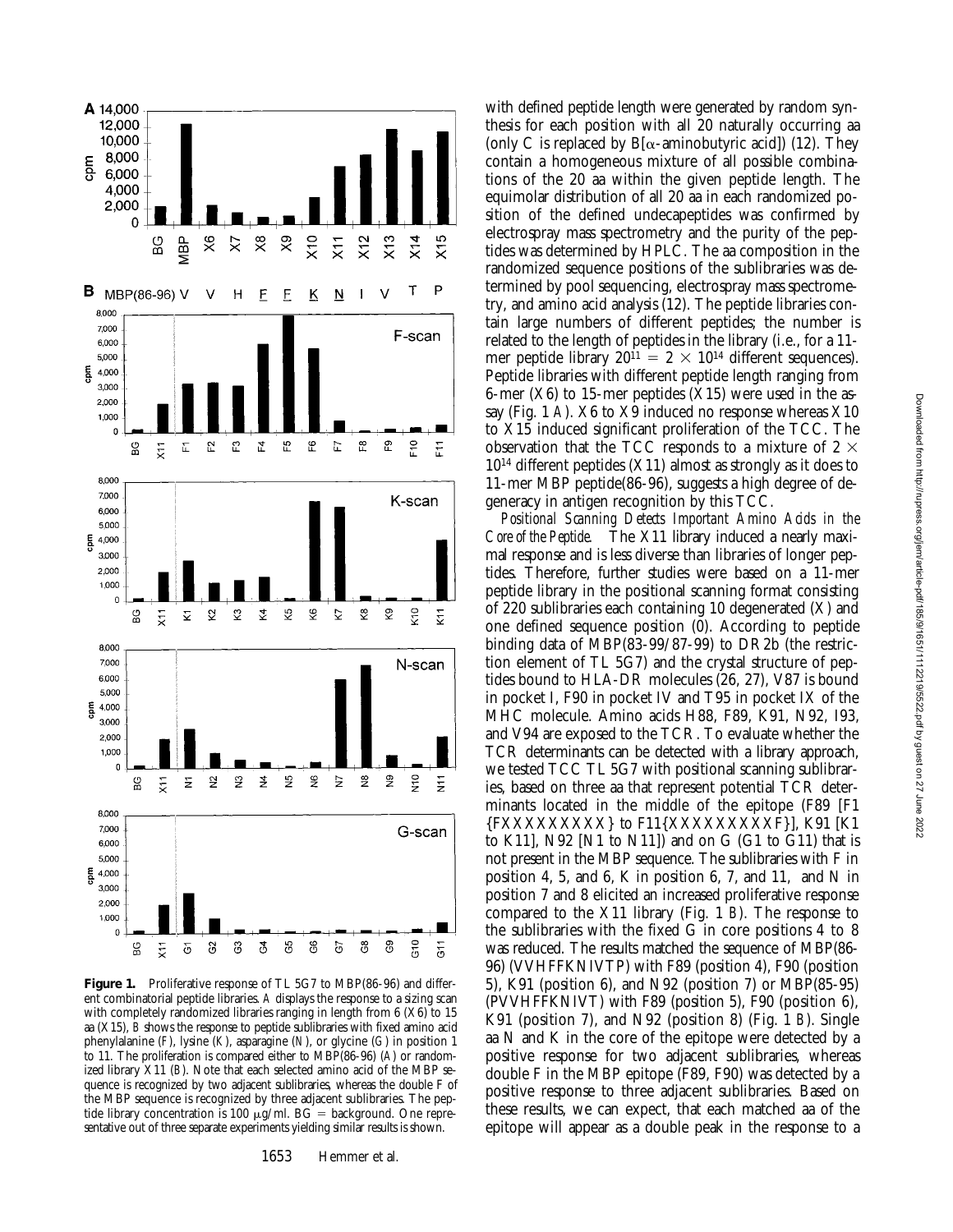A 14,000
12,000
10,000
8,000
6,000
4,000
2,000
0
cpm
BG MBP X6 X7 X8 X9 X10 X11 X12 X13 X14 X15

B MBP(86-96) V V H F F K N I V T P

F-scan
8,000
7,000
6,000
5,000
4,000
3,000
2,000
1,000
0
cpm
BG X11 F1 F2 F3 F4 F5 F6 F7 F8 F9 F10 F11

K-scan
8,000
7,000
6,000
5,000
4,000
3,000
2,000
1,000
0
cpm
BG X11 K1 K2 K3 K4 K5 K6 K7 K8 K9 K10 K11

N-scan
8,000
7,000
6,000
5,000
4,000
3,000
2,000
1,000
0
cpm
BG X11 N1 N2 N3 N4 N5 N6 N7 N8 N9 N10 N11

G-scan
8,000
7,000
6,000
5,000
4,000
3,000
2,000
1,000
0
cpm
BG X11 G1 G2 G3 G4 G5 G6 G7 G8 G9 G10 G11

**Figure 1.** Proliferative response of TL 5G7 to MBP(86-96) and different combinatorial peptide libraries. *A* displays the response to a sizing scan with completely randomized libraries ranging in length from 6 (X6) to 15 aa (X15), *B* shows the response to peptide sublibraries with fixed amino acid phenylalanine (*F*), lysine (*K*), asparagine (*N*), or glycine (*G*) in position 1 to 11. The proliferation is compared either to MBP(86-96) (*A*) or randomized library X11 (*B*). Note that each selected amino acid of the MBP sequence is recognized by two adjacent sublibraries, whereas the double F of the MBP sequence is recognized by three adjacent sublibraries. The peptide library concentration is 100 μg/ml. BG = background. One representative out of three separate experiments yielding similar results is shown.

with defined peptide length were generated by random synthesis for each position with all 20 naturally occurring aa (only C is replaced by B[α-aminobutyric acid]) (12). They contain a homogeneous mixture of all possible combinations of the 20 aa within the given peptide length. The equimolar distribution of all 20 aa in each randomized position of the defined undecapeptides was confirmed by electrospray mass spectrometry and the purity of the peptides was determined by HPLC. The aa composition in the randomized sequence positions of the sublibraries was determined by pool sequencing, electrospray mass spectrometry, and amino acid analysis (12). The peptide libraries contain large numbers of different peptides; the number is related to the length of peptides in the library (i.e., for a 11-mer peptide library $20^{11} = 2 \times 10^{14}$ different sequences). Peptide libraries with different peptide length ranging from 6-mer (X6) to 15-mer peptides (X15) were used in the assay (Fig. 1 *A*). X6 to X9 induced no response whereas X10 to X15 induced significant proliferation of the TCC. The observation that the TCC responds to a mixture of $2 \times 10^{14}$ different peptides (X11) almost as strongly as it does to 11-mer MBP peptide(86-96), suggests a high degree of degeneracy in antigen recognition by this TCC.

*Positional Scanning Detects Important Amino Acids in the Core of the Peptide.* The X11 library induced a nearly maximal response and is less diverse than libraries of longer peptides. Therefore, further studies were based on a 11-mer peptide library in the positional scanning format consisting of 220 sublibraries each containing 10 degenerated (X) and one defined sequence position (O). According to peptide binding data of MBP(83-99/87-99) to DR2b (the restriction element of TL 5G7) and the crystal structure of peptides bound to HLA-DR molecules (26, 27), V87 is bound in pocket I, F90 in pocket IV and T95 in pocket IX of the MHC molecule. Amino acids H88, F89, K91, N92, I93, and V94 are exposed to the TCR. To evaluate whether the TCR determinants can be detected with a library approach, we tested TCC TL 5G7 with positional scanning sublibraries, based on three aa that represent potential TCR determinants located in the middle of the epitope (F89 [F1 {FXXXXXXXXXX} to F11{XXXXXXXXXXF}], K91 [K1 to K11], N92 [N1 to N11]) and on G (G1 to G11) that is not present in the MBP sequence. The sublibraries with F in position 4, 5, and 6, K in position 6, 7, and 11, and N in position 7 and 8 elicited an increased proliferative response compared to the X11 library (Fig. 1 *B*). The response to the sublibraries with the fixed G in core positions 4 to 8 was reduced. The results matched the sequence of MBP(86-96) (VVHFFKNIVTP) with F89 (position 4), F90 (position 5), K91 (position 6), and N92 (position 7) or MBP(85-95) (PVVHFFKNIVT) with F89 (position 5), F90 (position 6), K91 (position 7), and N92 (position 8) (Fig. 1 *B*). Single aa N and K in the core of the epitope were detected by a positive response for two adjacent sublibraries, whereas double F in the MBP epitope (F89, F90) was detected by a positive response to three adjacent sublibraries. Based on these results, we can expect, that each matched aa of the epitope will appear as a double peak in the response to a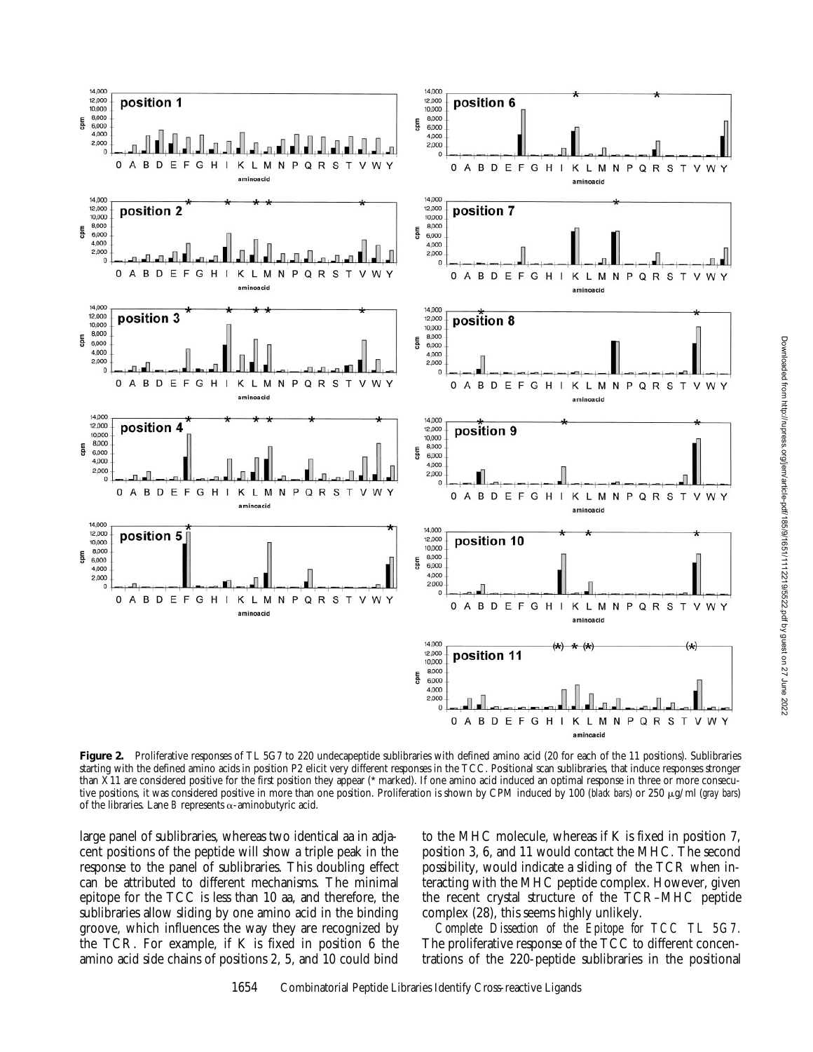position 1

position 2

position 3

position 4

position 5

position 6

position 7

position 8

position 9

position 10

position 11

cpm

14,000
12,000
10,000
8,000
6,000
4,000
2,000
0

0 A B D E F G H I K L M N P Q R S T V W Y

aminoacid

**Figure 2.** Proliferative responses of TL 5G7 to 220 undecapeptide sublibraries with defined amino acid (20 for each of the 11 positions). Sublibraries starting with the defined amino acids in position P2 elicit very different responses in the TCC. Positional scan sublibraries, that induce responses stronger than X11 are considered positive for the first position they appear (* marked). If one amino acid induced an optimal response in three or more consecutive positions, it was considered positive in more than one position. Proliferation is shown by CPM induced by 100 (*black bars*) or 250 μg/ml (*gray bars*) of the libraries. Lane *B* represents α-aminobutyric acid.

large panel of sublibraries, whereas two identical aa in adjacent positions of the peptide will show a triple peak in the response to the panel of sublibraries. This doubling effect can be attributed to different mechanisms. The minimal epitope for the TCC is less than 10 aa, and therefore, the sublibraries allow sliding by one amino acid in the binding groove, which influences the way they are recognized by the TCR. For example, if K is fixed in position 6 the amino acid side chains of positions 2, 5, and 10 could bind to the MHC molecule, whereas if K is fixed in position 7, position 3, 6, and 11 would contact the MHC. The second possibility, would indicate a sliding of the TCR when interacting with the MHC peptide complex. However, given the recent crystal structure of the TCR–MHC peptide complex (28), this seems highly unlikely.

*Complete Dissection of the Epitope for TCC TL 5G7.* The proliferative response of the TCC to different concentrations of the 220-peptide sublibraries in the positional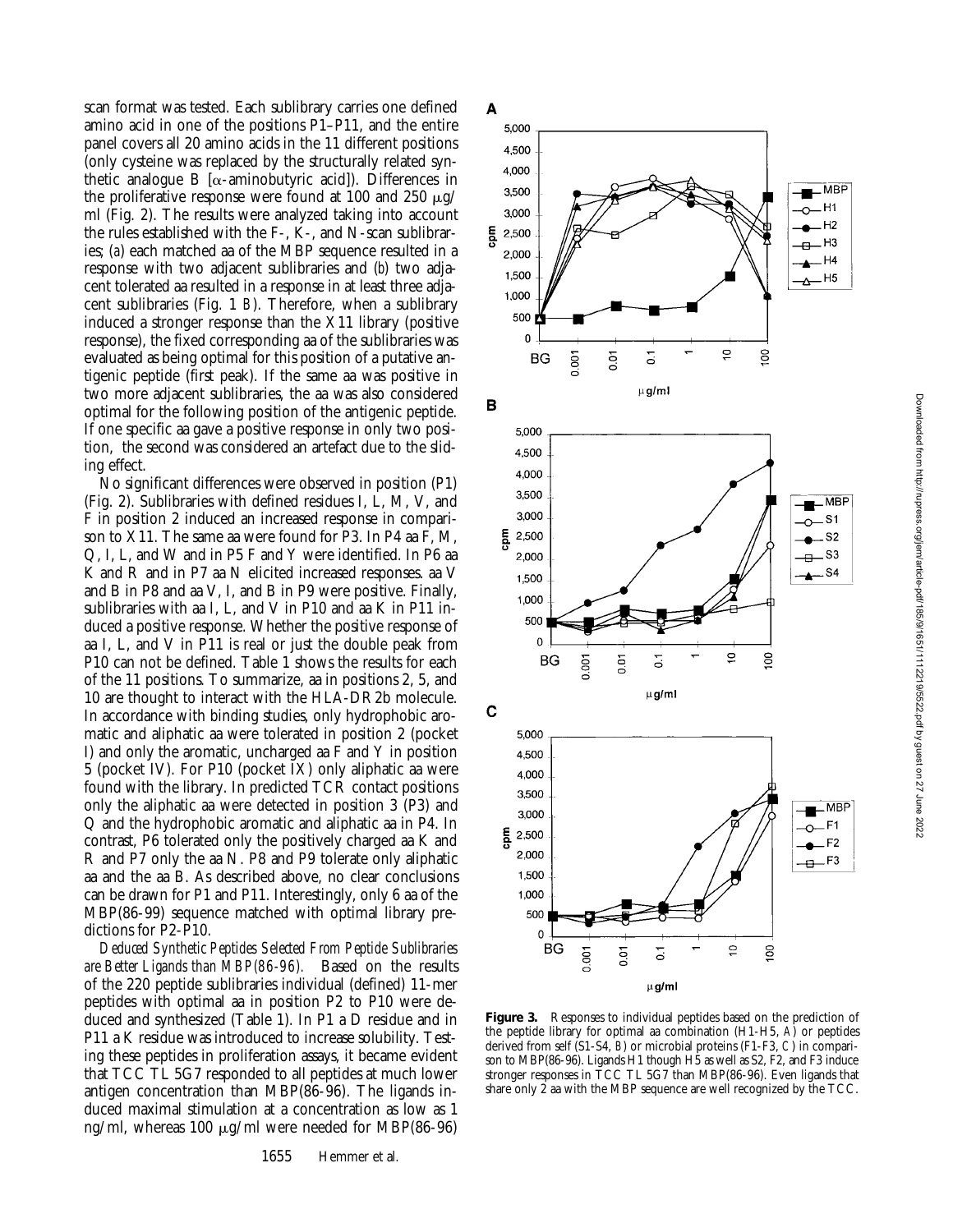scan format was tested. Each sublibrary carries one defined amino acid in one of the positions P1–P11, and the entire panel covers all 20 amino acids in the 11 different positions (only cysteine was replaced by the structurally related synthetic analogue B [α-aminobutyric acid]). Differences in the proliferative response were found at 100 and 250 μg/ml (Fig. 2). The results were analyzed taking into account the rules established with the F-, K-, and N-scan sublibraries; (*a*) each matched aa of the MBP sequence resulted in a response with two adjacent sublibraries and (*b*) two adjacent tolerated aa resulted in a response in at least three adjacent sublibraries (Fig. 1 *B*). Therefore, when a sublibrary induced a stronger response than the X11 library (positive response), the fixed corresponding aa of the sublibraries was evaluated as being optimal for this position of a putative antigenic peptide (first peak). If the same aa was positive in two more adjacent sublibraries, the aa was also considered optimal for the following position of the antigenic peptide. If one specific aa gave a positive response in only two position, the second was considered an artefact due to the sliding effect.

No significant differences were observed in position (P1) (Fig. 2). Sublibraries with defined residues I, L, M, V, and F in position 2 induced an increased response in comparison to X11. The same aa were found for P3. In P4 aa F, M, Q, I, L, and W and in P5 F and Y were identified. In P6 aa K and R and in P7 aa N elicited increased responses. aa V and B in P8 and aa V, I, and B in P9 were positive. Finally, sublibraries with aa I, L, and V in P10 and aa K in P11 induced a positive response. Whether the positive response of aa I, L, and V in P11 is real or just the double peak from P10 can not be defined. Table 1 shows the results for each of the 11 positions. To summarize, aa in positions 2, 5, and 10 are thought to interact with the HLA-DR2b molecule. In accordance with binding studies, only hydrophobic aromatic and aliphatic aa were tolerated in position 2 (pocket I) and only the aromatic, uncharged aa F and Y in position 5 (pocket IV). For P10 (pocket IX) only aliphatic aa were found with the library. In predicted TCR contact positions only the aliphatic aa were detected in position 3 (P3) and Q and the hydrophobic aromatic and aliphatic aa in P4. In contrast, P6 tolerated only the positively charged aa K and R and P7 only the aa N. P8 and P9 tolerate only aliphatic aa and the aa B. As described above, no clear conclusions can be drawn for P1 and P11. Interestingly, only 6 aa of the MBP(86-99) sequence matched with optimal library predictions for P2-P10.

*Deduced Synthetic Peptides Selected From Peptide Sublibraries are Better Ligands than MBP(86-96).* Based on the results of the 220 peptide sublibraries individual (defined) 11-mer peptides with optimal aa in position P2 to P10 were deduced and synthesized (Table 1). In P1 a D residue and in P11 a K residue was introduced to increase solubility. Testing these peptides in proliferation assays, it became evident that TCC TL 5G7 responded to all peptides at much lower antigen concentration than MBP(86-96). The ligands induced maximal stimulation at a concentration as low as 1 ng/ml, whereas 100 μg/ml were needed for MBP(86-96)

A

cpm

5,000
4,500
4,000
3,500
3,000
2,500
2,000
1,500
1,000
500
0

BG 0.001 0.01 0.1 1 10 100

μg/ml

MBP
H1
H2
H3
H4
H5

B

cpm

5,000
4,500
4,000
3,500
3,000
2,500
2,000
1,500
1,000
500
0

BG 0.001 0.01 0.1 1 10 100

μg/ml

MBP
S1
S2
S3
S4

C

cpm

5,000
4,500
4,000
3,500
3,000
2,500
2,000
1,500
1,000
500
0

BG 0.001 0.01 0.1 1 10 100

μg/ml

MBP
F1
F2
F3

**Figure 3.** Responses to individual peptides based on the prediction of the peptide library for optimal aa combination (H1-H5, *A*) or peptides derived from self (S1-S4, *B*) or microbial proteins (F1-F3, *C*) in comparison to MBP(86-96). Ligands H1 though H5 as well as S2, F2, and F3 induce stronger responses in TCC TL 5G7 than MBP(86-96). Even ligands that share only 2 aa with the MBP sequence are well recognized by the TCC.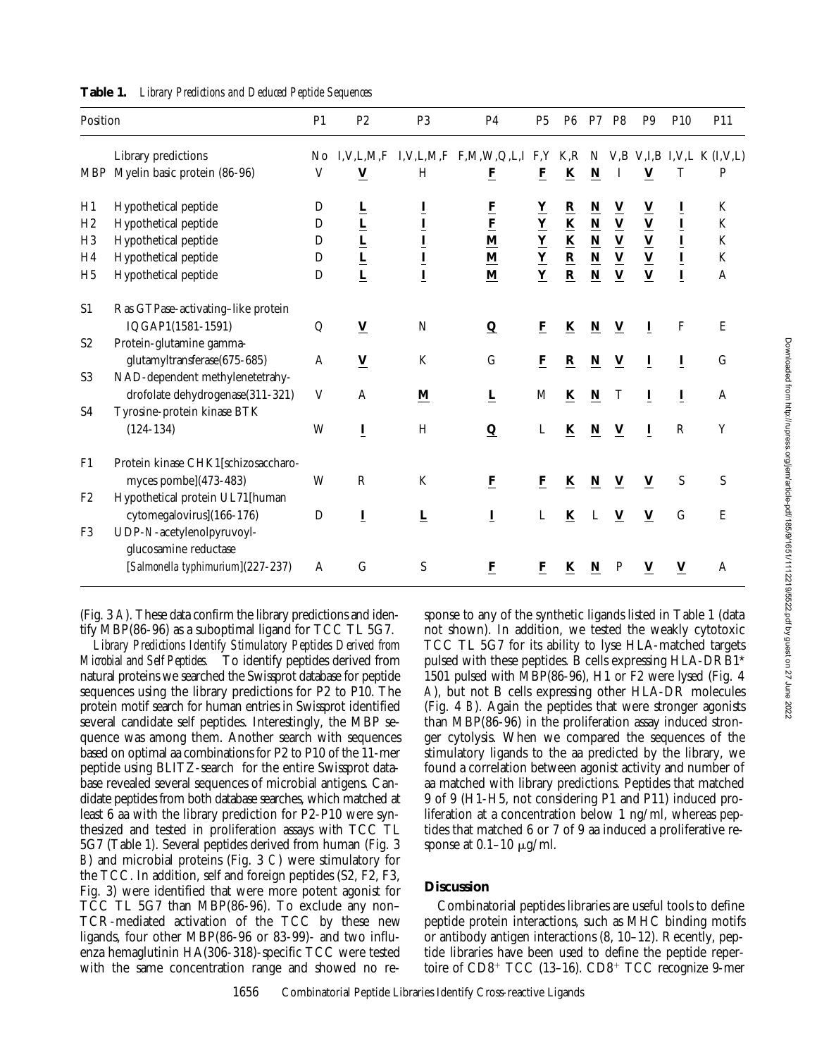**Table 1.** *Library Predictions and Deduced Peptide Sequences*

| | Position | P1 | P2 | P3 | P4 | P5 | P6 | P7 | P8 | P9 | P10 | P11 |
|---|---|---|---|---|---|---|---|---|---|---|---|---|
| | Library predictions | No | I,V,L,M,F | I,V,L,M,F | F,M,W,Q,L,I | F,Y | K,R | N | V,B | V,I,B | I,V,L | K (I,V,L) |
| MBP | Myelin basic protein (86-96) | V | **V** | H | **F** | **F** | **K** | **N** | I | **V** | T | P |
| H1 | Hypothetical peptide | D | **L** | **I** | **F** | **Y** | **R** | **N** | **V** | **V** | **I** | K |
| H2 | Hypothetical peptide | D | **L** | **I** | **F** | **Y** | **K** | **N** | **V** | **V** | **I** | K |
| H3 | Hypothetical peptide | D | **L** | **I** | **M** | **Y** | **K** | **N** | **V** | **V** | **I** | K |
| H4 | Hypothetical peptide | D | **L** | **I** | **M** | **Y** | **R** | **N** | **V** | **V** | **I** | K |
| H5 | Hypothetical peptide | D | **L** | **I** | **M** | **Y** | **R** | **N** | **V** | **V** | **I** | A |
| S1 | Ras GTPase-activating–like protein IQGAP1(1581-1591) | Q | **V** | N | **Q** | **F** | **K** | **N** | **V** | **I** | F | E |
| S2 | Protein-glutamine gamma-glutamyltransferase(675-685) | A | **V** | K | G | **F** | **R** | **N** | **V** | **I** | **I** | G |
| S3 | NAD-dependent methylenetetrahydrofolate dehydrogenase(311-321) | V | A | **M** | **L** | M | **K** | **N** | T | **I** | **I** | A |
| S4 | Tyrosine-protein kinase BTK (124-134) | W | **I** | H | **Q** | L | **K** | **N** | **V** | **I** | R | Y |
| F1 | Protein kinase CHK1[schizosaccharomyces pombe](473-483) | W | R | K | **F** | **F** | **K** | **N** | **V** | **V** | S | S |
| F2 | Hypothetical protein UL71[human cytomegalovirus](166-176) | D | **I** | **L** | **I** | L | **K** | L | **V** | **V** | G | E |
| F3 | UDP-*N*-acetylenolpyruvoyl-glucosamine reductase [*Salmonella typhimurium*](227-237) | A | G | S | **F** | **F** | **K** | **N** | P | **V** | **V** | A |

(Fig. 3 *A*). These data confirm the library predictions and identify MBP(86-96) as a suboptimal ligand for TCC TL 5G7.

*Library Predictions Identify Stimulatory Peptides Derived from Microbial and Self Peptides.* To identify peptides derived from natural proteins we searched the Swissprot database for peptide sequences using the library predictions for P2 to P10. The protein motif search for human entries in Swissprot identified several candidate self peptides. Interestingly, the MBP sequence was among them. Another search with sequences based on optimal aa combinations for P2 to P10 of the 11-mer peptide using BLITZ-search for the entire Swissprot database revealed several sequences of microbial antigens. Candidate peptides from both database searches, which matched at least 6 aa with the library prediction for P2-P10 were synthesized and tested in proliferation assays with TCC TL 5G7 (Table 1). Several peptides derived from human (Fig. 3 *B*) and microbial proteins (Fig. 3 *C*) were stimulatory for the TCC. In addition, self and foreign peptides (S2, F2, F3, Fig. 3) were identified that were more potent agonist for TCC TL 5G7 than MBP(86-96). To exclude any non–TCR-mediated activation of the TCC by these new ligands, four other MBP(86-96 or 83-99)- and two influenza hemaglutinin HA(306-318)-specific TCC were tested with the same concentration range and showed no response to any of the synthetic ligands listed in Table 1 (data not shown). In addition, we tested the weakly cytotoxic TCC TL 5G7 for its ability to lyse HLA-matched targets pulsed with these peptides. B cells expressing HLA-DRB1*1501 pulsed with MBP(86-96), H1 or F2 were lysed (Fig. 4 *A*), but not B cells expressing other HLA-DR molecules (Fig. 4 *B*). Again the peptides that were stronger agonists than MBP(86-96) in the proliferation assay induced stronger cytolysis. When we compared the sequences of the stimulatory ligands to the aa predicted by the library, we found a correlation between agonist activity and number of aa matched with library predictions. Peptides that matched 9 of 9 (H1-H5, not considering P1 and P11) induced proliferation at a concentration below 1 ng/ml, whereas peptides that matched 6 or 7 of 9 aa induced a proliferative response at 0.1–10 μg/ml.

## Discussion

Combinatorial peptides libraries are useful tools to define peptide protein interactions, such as MHC binding motifs or antibody antigen interactions (8, 10–12). Recently, peptide libraries have been used to define the peptide repertoire of $CD8^+$ TCC (13–16). $CD8^+$ TCC recognize 9-mer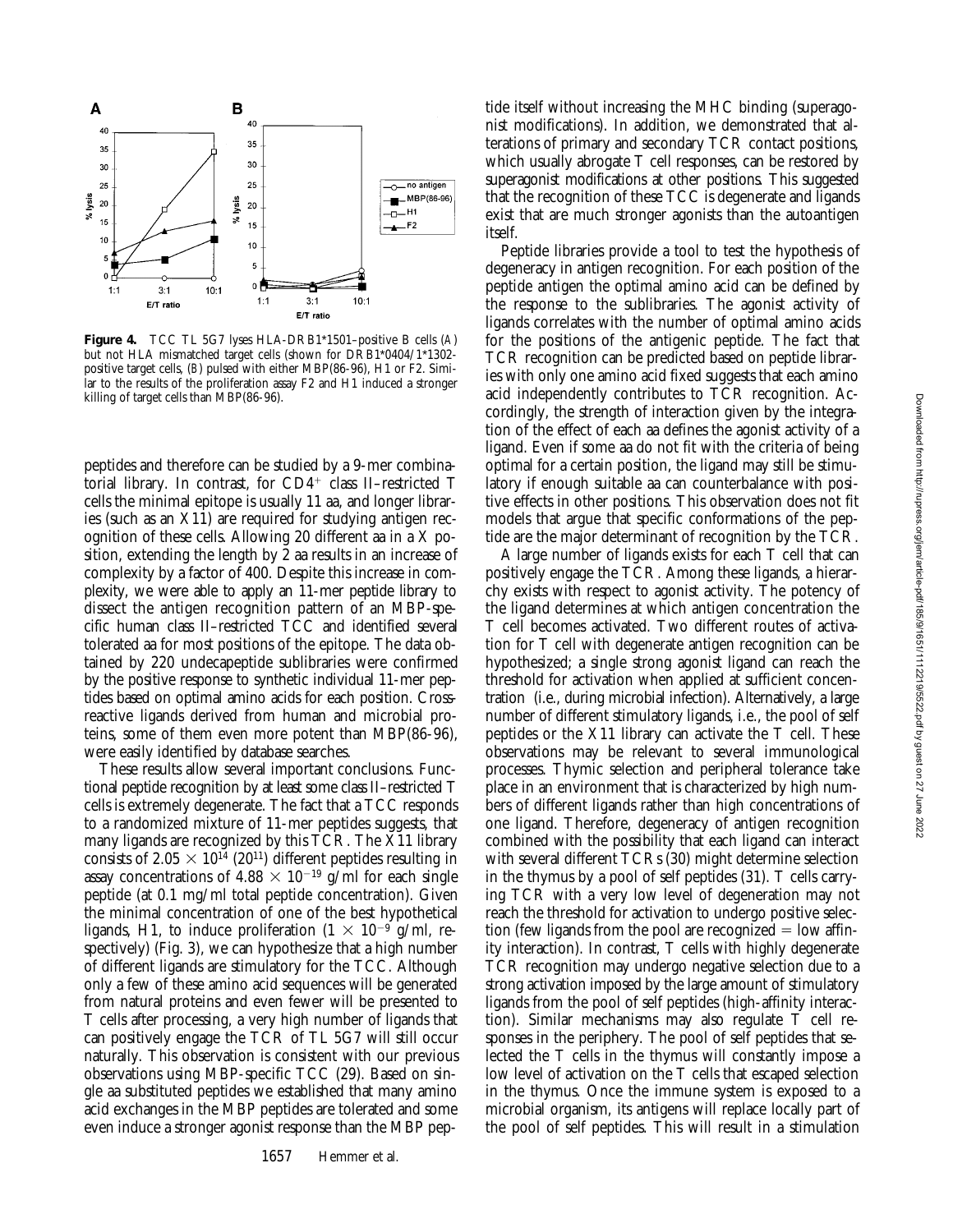A

B

40
35
30
25
% lysis
20
15
10
5
0
1:1
3:1
10:1
E/T ratio

40
35
30
25
% lysis
20
15
10
5
0
1:1
3:1
10:1
E/T ratio

no antigen
MBP(86-96)
H1
F2

**Figure 4.** TCC TL 5G7 lyses HLA-DRB1*1501–positive B cells (*A*) but not HLA mismatched target cells (shown for DRB1*0404/1*1302-positive target cells, (*B*) pulsed with either MBP(86-96), H1 or F2. Similar to the results of the proliferation assay F2 and H1 induced a stronger killing of target cells than MBP(86-96).

peptides and therefore can be studied by a 9-mer combinatorial library. In contrast, for $CD4^+$ class II–restricted T cells the minimal epitope is usually 11 aa, and longer libraries (such as an X11) are required for studying antigen recognition of these cells. Allowing 20 different aa in a X position, extending the length by 2 aa results in an increase of complexity by a factor of 400. Despite this increase in complexity, we were able to apply an 11-mer peptide library to dissect the antigen recognition pattern of an MBP-specific human class II–restricted TCC and identified several tolerated aa for most positions of the epitope. The data obtained by 220 undecapeptide sublibraries were confirmed by the positive response to synthetic individual 11-mer peptides based on optimal amino acids for each position. Cross-reactive ligands derived from human and microbial proteins, some of them even more potent than MBP(86-96), were easily identified by database searches.

These results allow several important conclusions. Functional peptide recognition by at least some class II–restricted T cells is extremely degenerate. The fact that a TCC responds to a randomized mixture of 11-mer peptides suggests, that many ligands are recognized by this TCR. The X11 library consists of $2.05 \times 10^{14}$ ($20^{11}$) different peptides resulting in assay concentrations of $4.88 \times 10^{-19}$ g/ml for each single peptide (at 0.1 mg/ml total peptide concentration). Given the minimal concentration of one of the best hypothetical ligands, H1, to induce proliferation ($1 \times 10^{-9}$ g/ml, respectively) (Fig. 3), we can hypothesize that a high number of different ligands are stimulatory for the TCC. Although only a few of these amino acid sequences will be generated from natural proteins and even fewer will be presented to T cells after processing, a very high number of ligands that can positively engage the TCR of TL 5G7 will still occur naturally. This observation is consistent with our previous observations using MBP-specific TCC (29). Based on single aa substituted peptides we established that many amino acid exchanges in the MBP peptides are tolerated and some even induce a stronger agonist response than the MBP peptide itself without increasing the MHC binding (superagonist modifications). In addition, we demonstrated that alterations of primary and secondary TCR contact positions, which usually abrogate T cell responses, can be restored by superagonist modifications at other positions. This suggested that the recognition of these TCC is degenerate and ligands exist that are much stronger agonists than the autoantigen itself.

Peptide libraries provide a tool to test the hypothesis of degeneracy in antigen recognition. For each position of the peptide antigen the optimal amino acid can be defined by the response to the sublibraries. The agonist activity of ligands correlates with the number of optimal amino acids for the positions of the antigenic peptide. The fact that TCR recognition can be predicted based on peptide libraries with only one amino acid fixed suggests that each amino acid independently contributes to TCR recognition. Accordingly, the strength of interaction given by the integration of the effect of each aa defines the agonist activity of a ligand. Even if some aa do not fit with the criteria of being optimal for a certain position, the ligand may still be stimulatory if enough suitable aa can counterbalance with positive effects in other positions. This observation does not fit models that argue that specific conformations of the peptide are the major determinant of recognition by the TCR.

A large number of ligands exists for each T cell that can positively engage the TCR. Among these ligands, a hierarchy exists with respect to agonist activity. The potency of the ligand determines at which antigen concentration the T cell becomes activated. Two different routes of activation for T cell with degenerate antigen recognition can be hypothesized; a single strong agonist ligand can reach the threshold for activation when applied at sufficient concentration (i.e., during microbial infection). Alternatively, a large number of different stimulatory ligands, i.e., the pool of self peptides or the X11 library can activate the T cell. These observations may be relevant to several immunological processes. Thymic selection and peripheral tolerance take place in an environment that is characterized by high numbers of different ligands rather than high concentrations of one ligand. Therefore, degeneracy of antigen recognition combined with the possibility that each ligand can interact with several different TCRs (30) might determine selection in the thymus by a pool of self peptides (31). T cells carrying TCR with a very low level of degeneration may not reach the threshold for activation to undergo positive selection (few ligands from the pool are recognized = low affinity interaction). In contrast, T cells with highly degenerate TCR recognition may undergo negative selection due to a strong activation imposed by the large amount of stimulatory ligands from the pool of self peptides (high-affinity interaction). Similar mechanisms may also regulate T cell responses in the periphery. The pool of self peptides that selected the T cells in the thymus will constantly impose a low level of activation on the T cells that escaped selection in the thymus. Once the immune system is exposed to a microbial organism, its antigens will replace locally part of the pool of self peptides. This will result in a stimulation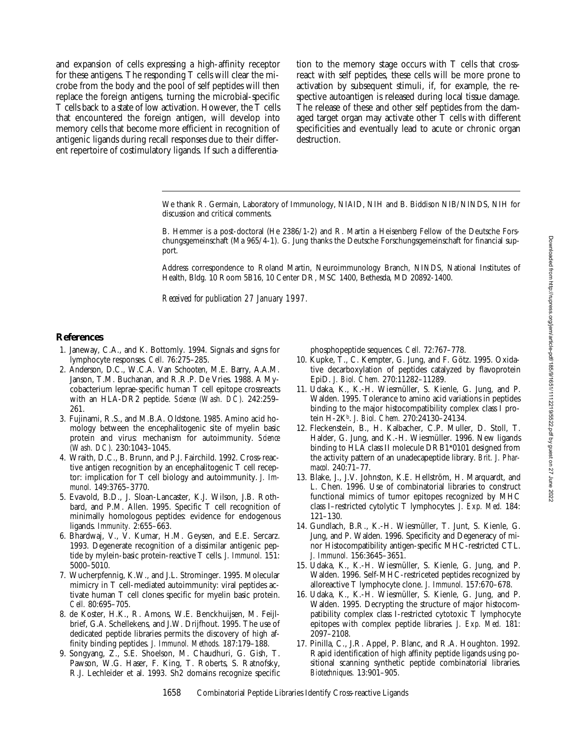and expansion of cells expressing a high-affinity receptor for these antigens. The responding T cells will clear the microbe from the body and the pool of self peptides will then replace the foreign antigens, turning the microbial-specific T cells back to a state of low activation. However, the T cells that encountered the foreign antigen, will develop into memory cells that become more efficient in recognition of antigenic ligands during recall responses due to their different repertoire of costimulatory ligands. If such a differentiation to the memory stage occurs with T cells that crossreact with self peptides, these cells will be more prone to activation by subsequent stimuli, if, for example, the respective autoantigen is released during local tissue damage. The release of these and other self peptides from the damaged target organ may activate other T cells with different specificities and eventually lead to acute or chronic organ destruction.

We thank R. Germain, Laboratory of Immunology, NIAID, NIH and B. Biddison NIB/NINDS, NIH for discussion and critical comments.

B. Hemmer is a post-doctoral (He 2386/1-2) and R. Martin a Heisenberg Fellow of the Deutsche Forschungsgemeinschaft (Ma 965/4-1). G. Jung thanks the Deutsche Forschungsgemeinschaft for financial support.

Address correspondence to Roland Martin, Neuroimmunology Branch, NINDS, National Institutes of Health, Bldg. 10 Room 5B16, 10 Center DR, MSC 1400, Bethesda, MD 20892-1400.

*Received for publication 27 January 1997.*

## References

1. Janeway, C.A., and K. Bottomly. 1994. Signals and signs for lymphocyte responses. *Cell.* 76:275–285.
2. Anderson, D.C., W.C.A. Van Schooten, M.E. Barry, A.A.M. Janson, T.M. Buchanan, and R.R.P. De Vries. 1988. A Mycobacterium leprae-specific human T cell epitope crossreacts with an HLA-DR2 peptide. *Science (Wash. DC).* 242:259–261.
3. Fujinami, R.S., and M.B.A. Oldstone. 1985. Amino acid homology between the encephalitogenic site of myelin basic protein and virus: mechanism for autoimmunity. *Science (Wash. DC).* 230:1043–1045.
4. Wraith, D.C., B. Brunn, and P.J. Fairchild. 1992. Cross-reactive antigen recognition by an encephalitogenic T cell receptor: implication for T cell biology and autoimmunity. *J. Immunol.* 149:3765–3770.
5. Evavold, B.D., J. Sloan-Lancaster, K.J. Wilson, J.B. Rothbard, and P.M. Allen. 1995. Specific T cell recognition of minimally homologous peptides: evidence for endogenous ligands. *Immunity.* 2:655–663.
6. Bhardwaj, V., V. Kumar, H.M. Geysen, and E.E. Sercarz. 1993. Degenerate recognition of a dissimilar antigenic peptide by mylein-basic protein-reactive T cells. *J. Immunol.* 151: 5000–5010.
7. Wucherpfennig, K.W., and J.L. Strominger. 1995. Molecular mimicry in T cell-mediated autoimmunity: viral peptides activate human T cell clones specific for myelin basic protein. *Cell.* 80:695–705.
8. de Koster, H.K., R. Amons, W.E. Benckhuijsen, M. Feijlbrief, G.A. Schellekens, and J.W. Drijfhout. 1995. The use of dedicated peptide libraries permits the discovery of high affinity binding peptides. *J. Immunol. Methods.* 187:179–188.
9. Songyang, Z., S.E. Shoelson, M. Chaudhuri, G. Gish, T. Pawson, W.G. Haser, F. King, T. Roberts, S. Ratnofsky, R.J. Lechleider et al. 1993. Sh2 domains recognize specific phosphopeptide sequences. *Cell.* 72:767–778.
10. Kupke, T., C. Kempter, G. Jung, and F. Götz. 1995. Oxidative decarboxylation of peptides catalyzed by flavoprotein EpiD. *J. Biol. Chem.* 270:11282–11289.
11. Udaka, K., K.-H. Wiesmüller, S. Kienle, G. Jung, and P. Walden. 1995. Tolerance to amino acid variations in peptides binding to the major histocompatibility complex class I protein H-2K$^b$. *J. Biol. Chem.* 270:24130–24134.
12. Fleckenstein, B., H. Kalbacher, C.P. Muller, D. Stoll, T. Halder, G. Jung, and K.-H. Wiesmüller. 1996. New ligands binding to HLA class II molecule DRB1*0101 designed from the activity pattern of an unadecapeptide library. *Brit. J. Pharmacol.* 240:71–77.
13. Blake, J., J.V. Johnston, K.E. Hellström, H. Marquardt, and L. Chen. 1996. Use of combinatorial libraries to construct functional mimics of tumor epitopes recognized by MHC class I–restricted cytolytic T lymphocytes. *J. Exp. Med.* 184: 121–130.
14. Gundlach, B.R., K.-H. Wiesmüller, T. Junt, S. Kienle, G. Jung, and P. Walden. 1996. Specificity and Degeneracy of minor Histocompatibility antigen-specific MHC-restricted CTL. *J. Immunol.* 156:3645–3651.
15. Udaka, K., K.-H. Wiesmüller, S. Kienle, G. Jung, and P. Walden. 1996. Self-MHC-resticeted peptides recognized by alloreactive T lymphocyte clone. *J. Immunol.* 157:670–678.
16. Udaka, K., K.-H. Wiesmüller, S. Kienle, G. Jung, and P. Walden. 1995. Decrypting the structure of major histocompatibility complex class I-restricted cytotoxic T lymphocyte epitopes with complex peptide libraries. *J. Exp. Med.* 181: 2097–2108.
17. Pinilla, C., J.R. Appel, P. Blanc, and R.A. Houghton. 1992. Rapid identification of high affinity peptide ligands using positional scanning synthetic peptide combinatorial libraries. *Biotechniques.* 13:901–905.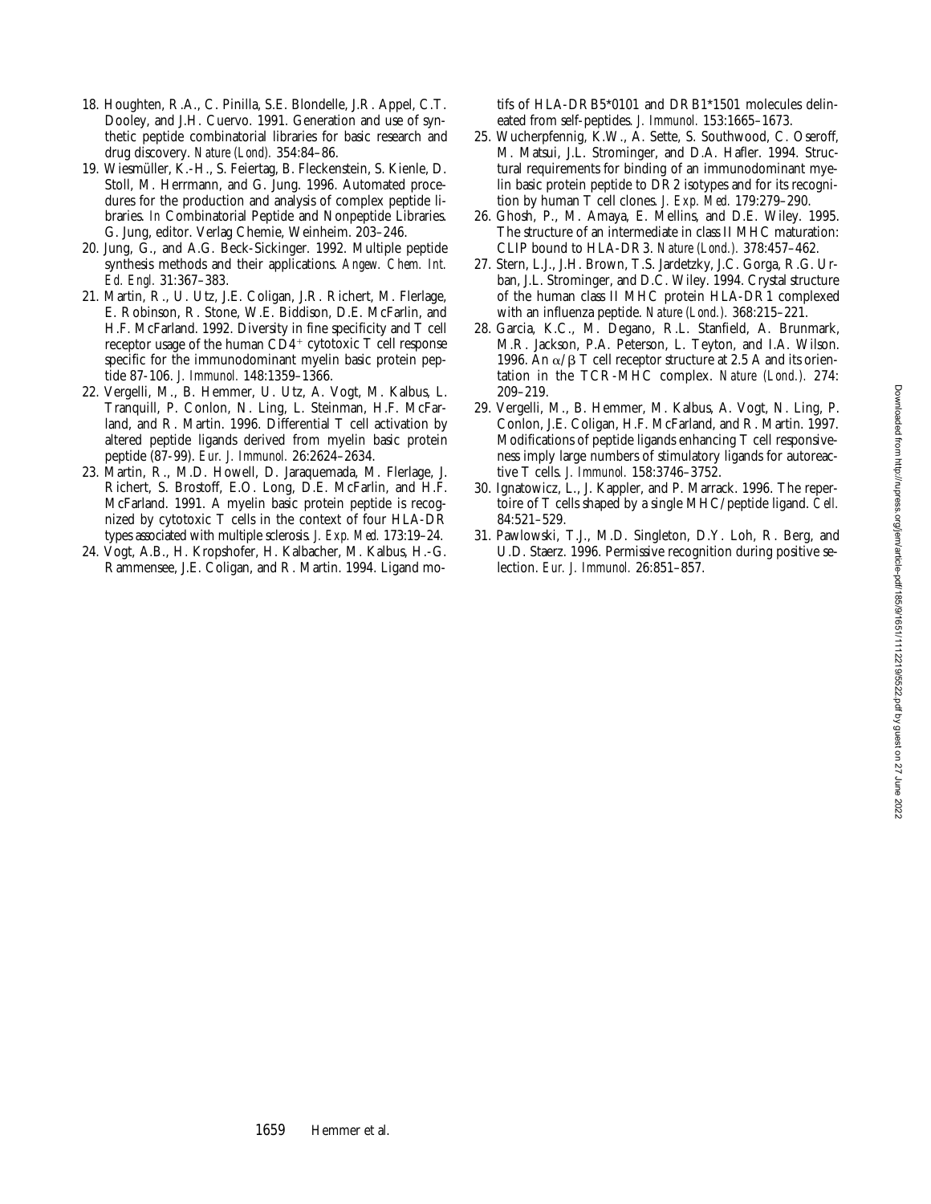18. Houghten, R.A., C. Pinilla, S.E. Blondelle, J.R. Appel, C.T. Dooley, and J.H. Cuervo. 1991. Generation and use of synthetic peptide combinatorial libraries for basic research and drug discovery. *Nature (Lond).* 354:84–86.
19. Wiesmüller, K.-H., S. Feiertag, B. Fleckenstein, S. Kienle, D. Stoll, M. Herrmann, and G. Jung. 1996. Automated procedures for the production and analysis of complex peptide libraries. *In* Combinatorial Peptide and Nonpeptide Libraries. G. Jung, editor. Verlag Chemie, Weinheim. 203–246.
20. Jung, G., and A.G. Beck-Sickinger. 1992. Multiple peptide synthesis methods and their applications. *Angew. Chem. Int. Ed. Engl.* 31:367–383.
21. Martin, R., U. Utz, J.E. Coligan, J.R. Richert, M. Flerlage, E. Robinson, R. Stone, W.E. Biddison, D.E. McFarlin, and H.F. McFarland. 1992. Diversity in fine specificity and T cell receptor usage of the human CD4+ cytotoxic T cell response specific for the immunodominant myelin basic protein peptide 87-106. *J. Immunol.* 148:1359–1366.
22. Vergelli, M., B. Hemmer, U. Utz, A. Vogt, M. Kalbus, L. Tranquill, P. Conlon, N. Ling, L. Steinman, H.F. McFarland, and R. Martin. 1996. Differential T cell activation by altered peptide ligands derived from myelin basic protein peptide (87-99). *Eur. J. Immunol.* 26:2624–2634.
23. Martin, R., M.D. Howell, D. Jaraquemada, M. Flerlage, J. Richert, S. Brostoff, E.O. Long, D.E. McFarlin, and H.F. McFarland. 1991. A myelin basic protein peptide is recognized by cytotoxic T cells in the context of four HLA-DR types associated with multiple sclerosis. *J. Exp. Med.* 173:19–24.
24. Vogt, A.B., H. Kropshofer, H. Kalbacher, M. Kalbus, H.-G. Rammensee, J.E. Coligan, and R. Martin. 1994. Ligand motifs of HLA-DRB5*0101 and DRB1*1501 molecules delineated from self-peptides. *J. Immunol.* 153:1665–1673.
25. Wucherpfennig, K.W., A. Sette, S. Southwood, C. Oseroff, M. Matsui, J.L. Strominger, and D.A. Hafler. 1994. Structural requirements for binding of an immunodominant myelin basic protein peptide to DR2 isotypes and for its recognition by human T cell clones. *J. Exp. Med.* 179:279–290.
26. Ghosh, P., M. Amaya, E. Mellins, and D.E. Wiley. 1995. The structure of an intermediate in class II MHC maturation: CLIP bound to HLA-DR3. *Nature (Lond.).* 378:457–462.
27. Stern, L.J., J.H. Brown, T.S. Jardetzky, J.C. Gorga, R.G. Urban, J.L. Strominger, and D.C. Wiley. 1994. Crystal structure of the human class II MHC protein HLA-DR1 complexed with an influenza peptide. *Nature (Lond.).* 368:215–221.
28. Garcia, K.C., M. Degano, R.L. Stanfield, A. Brunmark, M.R. Jackson, P.A. Peterson, L. Teyton, and I.A. Wilson. 1996. An $\alpha/\beta$ T cell receptor structure at 2.5 A and its orientation in the TCR-MHC complex. *Nature (Lond.).* 274: 209–219.
29. Vergelli, M., B. Hemmer, M. Kalbus, A. Vogt, N. Ling, P. Conlon, J.E. Coligan, H.F. McFarland, and R. Martin. 1997. Modifications of peptide ligands enhancing T cell responsiveness imply large numbers of stimulatory ligands for autoreactive T cells. *J. Immunol.* 158:3746–3752.
30. Ignatowicz, L., J. Kappler, and P. Marrack. 1996. The repertoire of T cells shaped by a single MHC/peptide ligand. *Cell.* 84:521–529.
31. Pawlowski, T.J., M.D. Singleton, D.Y. Loh, R. Berg, and U.D. Staerz. 1996. Permissive recognition during positive selection. *Eur. J. Immunol.* 26:851–857.